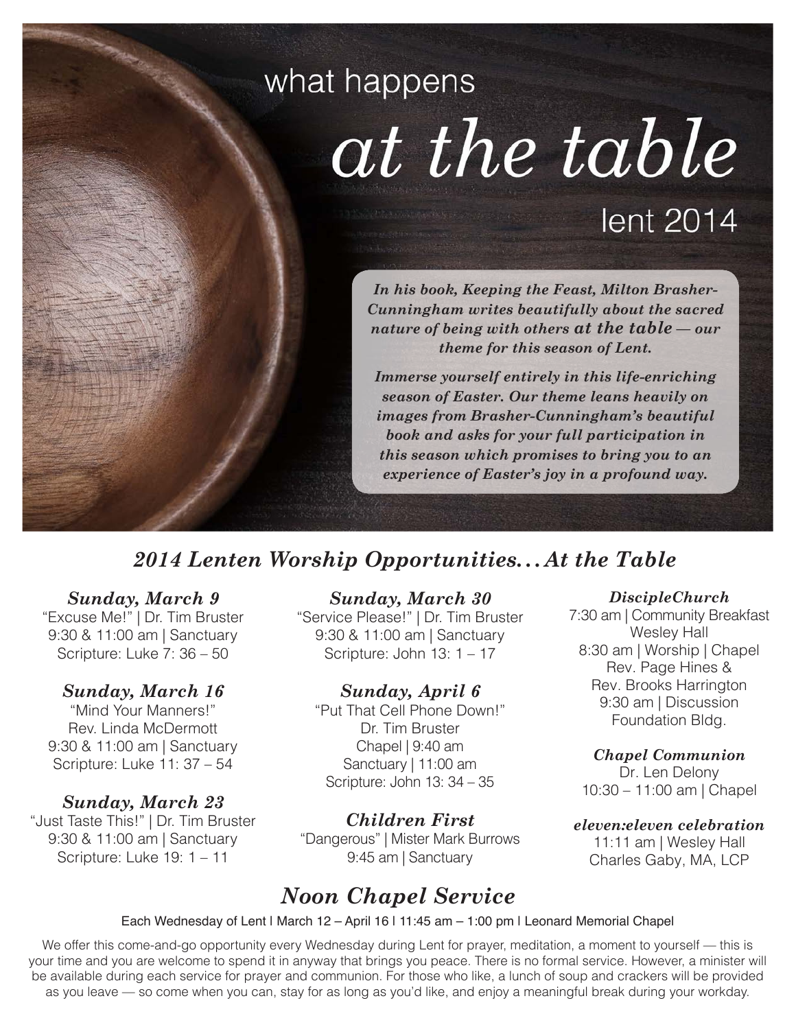# what happens *at the table*

## lent 2014

***In his book, Keeping the Feast, Milton Brasher-Cunningham writes beautifully about the sacred nature of being with others at the table — our theme for this season of Lent.***

***Immerse yourself entirely in this life-enriching season of Easter. Our theme leans heavily on images from Brasher-Cunningham's beautiful book and asks for your full participation in this season which promises to bring you to an experience of Easter's joy in a profound way.***

## *2014 Lenten Worship Opportunities…At the Table*

### *Sunday, March 9*
"Excuse Me!" | Dr. Tim Bruster
9:30 & 11:00 am | Sanctuary
Scripture: Luke 7: 36 – 50

### *Sunday, March 16*
"Mind Your Manners!"
Rev. Linda McDermott
9:30 & 11:00 am | Sanctuary
Scripture: Luke 11: 37 – 54

### *Sunday, March 23*
"Just Taste This!" | Dr. Tim Bruster
9:30 & 11:00 am | Sanctuary
Scripture: Luke 19: 1 – 11

### *Sunday, March 30*
"Service Please!" | Dr. Tim Bruster
9:30 & 11:00 am | Sanctuary
Scripture: John 13: 1 – 17

### *Sunday, April 6*
"Put That Cell Phone Down!"
Dr. Tim Bruster
Chapel | 9:40 am
Sanctuary | 11:00 am
Scripture: John 13: 34 – 35

### *Children First*
"Dangerous" | Mister Mark Burrows
9:45 am | Sanctuary

### *DiscipleChurch*
7:30 am | Community Breakfast
Wesley Hall
8:30 am | Worship | Chapel
Rev. Page Hines &
Rev. Brooks Harrington
9:30 am | Discussion
Foundation Bldg.

### *Chapel Communion*
Dr. Len Delony
10:30 – 11:00 am | Chapel

### *eleven:eleven celebration*
11:11 am | Wesley Hall
Charles Gaby, MA, LCP

## *Noon Chapel Service*

Each Wednesday of Lent | March 12 – April 16 | 11:45 am – 1:00 pm | Leonard Memorial Chapel

We offer this come-and-go opportunity every Wednesday during Lent for prayer, meditation, a moment to yourself — this is your time and you are welcome to spend it in anyway that brings you peace. There is no formal service. However, a minister will be available during each service for prayer and communion. For those who like, a lunch of soup and crackers will be provided as you leave — so come when you can, stay for as long as you'd like, and enjoy a meaningful break during your workday.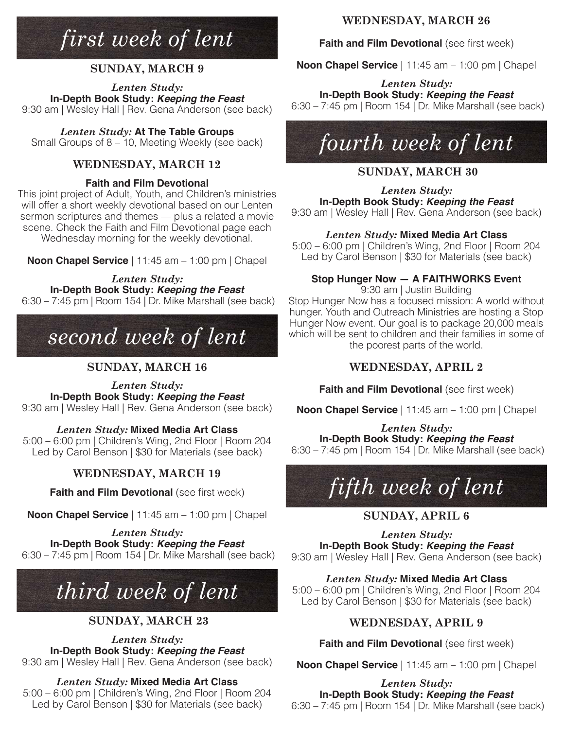## *first week of lent*

### SUNDAY, MARCH 9

*Lenten Study:*
**In-Depth Book Study: *Keeping the Feast***
9:30 am | Wesley Hall | Rev. Gena Anderson (see back)

*Lenten Study:* **At The Table Groups**
Small Groups of 8 – 10, Meeting Weekly (see back)

### WEDNESDAY, MARCH 12

**Faith and Film Devotional**
This joint project of Adult, Youth, and Children's ministries will offer a short weekly devotional based on our Lenten sermon scriptures and themes — plus a related a movie scene. Check the Faith and Film Devotional page each Wednesday morning for the weekly devotional.

**Noon Chapel Service** | 11:45 am – 1:00 pm | Chapel

*Lenten Study:*
**In-Depth Book Study: *Keeping the Feast***
6:30 – 7:45 pm | Room 154 | Dr. Mike Marshall (see back)

## *second week of lent*

### SUNDAY, MARCH 16

*Lenten Study:*
**In-Depth Book Study: *Keeping the Feast***
9:30 am | Wesley Hall | Rev. Gena Anderson (see back)

*Lenten Study:* **Mixed Media Art Class**
5:00 – 6:00 pm | Children's Wing, 2nd Floor | Room 204
Led by Carol Benson | $30 for Materials (see back)

### WEDNESDAY, MARCH 19

**Faith and Film Devotional** (see first week)

**Noon Chapel Service** | 11:45 am – 1:00 pm | Chapel

*Lenten Study:*
**In-Depth Book Study: *Keeping the Feast***
6:30 – 7:45 pm | Room 154 | Dr. Mike Marshall (see back)

## *third week of lent*

### SUNDAY, MARCH 23

*Lenten Study:*
**In-Depth Book Study: *Keeping the Feast***
9:30 am | Wesley Hall | Rev. Gena Anderson (see back)

*Lenten Study:* **Mixed Media Art Class**
5:00 – 6:00 pm | Children's Wing, 2nd Floor | Room 204
Led by Carol Benson | $30 for Materials (see back)

### WEDNESDAY, MARCH 26

**Faith and Film Devotional** (see first week)

**Noon Chapel Service** | 11:45 am – 1:00 pm | Chapel

*Lenten Study:*
**In-Depth Book Study: *Keeping the Feast***
6:30 – 7:45 pm | Room 154 | Dr. Mike Marshall (see back)

## *fourth week of lent*

### SUNDAY, MARCH 30

*Lenten Study:*
**In-Depth Book Study: *Keeping the Feast***
9:30 am | Wesley Hall | Rev. Gena Anderson (see back)

*Lenten Study:* **Mixed Media Art Class**
5:00 – 6:00 pm | Children's Wing, 2nd Floor | Room 204
Led by Carol Benson | $30 for Materials (see back)

**Stop Hunger Now — A FAITHWORKS Event**
9:30 am | Justin Building
Stop Hunger Now has a focused mission: A world without hunger. Youth and Outreach Ministries are hosting a Stop Hunger Now event. Our goal is to package 20,000 meals which will be sent to children and their families in some of the poorest parts of the world.

### WEDNESDAY, APRIL 2

**Faith and Film Devotional** (see first week)

**Noon Chapel Service** | 11:45 am – 1:00 pm | Chapel

*Lenten Study:*
**In-Depth Book Study: *Keeping the Feast***
6:30 – 7:45 pm | Room 154 | Dr. Mike Marshall (see back)

## *fifth week of lent*

### SUNDAY, APRIL 6

*Lenten Study:*
**In-Depth Book Study: *Keeping the Feast***
9:30 am | Wesley Hall | Rev. Gena Anderson (see back)

*Lenten Study:* **Mixed Media Art Class**
5:00 – 6:00 pm | Children's Wing, 2nd Floor | Room 204
Led by Carol Benson | $30 for Materials (see back)

### WEDNESDAY, APRIL 9

**Faith and Film Devotional** (see first week)

**Noon Chapel Service** | 11:45 am – 1:00 pm | Chapel

*Lenten Study:*
**In-Depth Book Study: *Keeping the Feast***
6:30 – 7:45 pm | Room 154 | Dr. Mike Marshall (see back)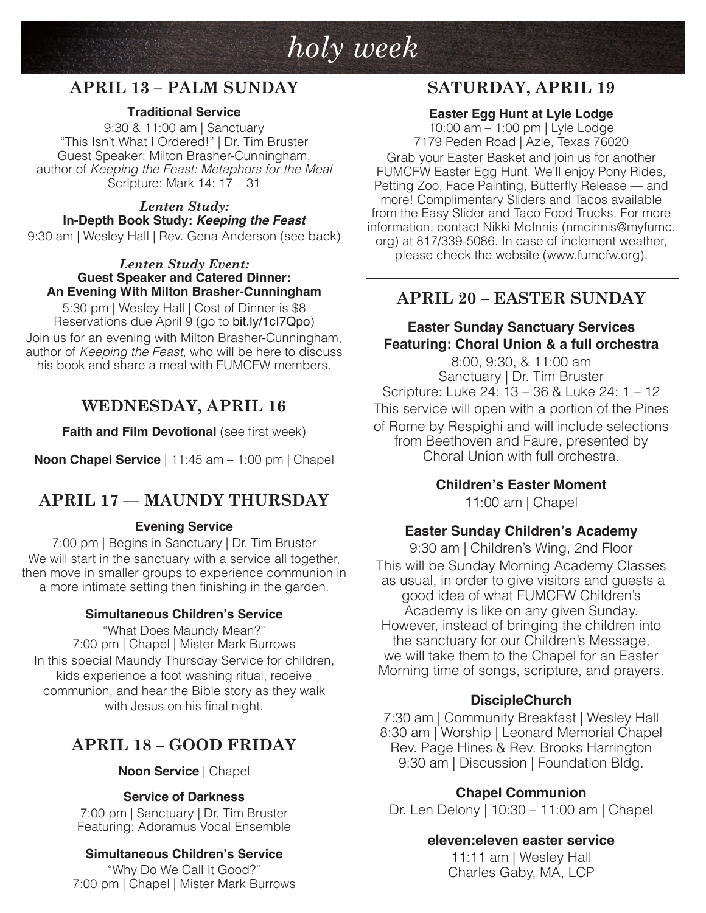# holy week

## APRIL 13 – PALM SUNDAY

**Traditional Service**

9:30 & 11:00 am | Sanctuary
"This Isn't What I Ordered!" | Dr. Tim Bruster
Guest Speaker: Milton Brasher-Cunningham, author of *Keeping the Feast: Metaphors for the Meal*
Scripture: Mark 14: 17 – 31

***Lenten Study:***
**In-Depth Book Study: *Keeping the Feast***

9:30 am | Wesley Hall | Rev. Gena Anderson (see back)

***Lenten Study Event:***
**Guest Speaker and Catered Dinner: An Evening With Milton Brasher-Cunningham**

5:30 pm | Wesley Hall | Cost of Dinner is $8
Reservations due April 9 (go to bit.ly/1cl7Qpo)

Join us for an evening with Milton Brasher-Cunningham, author of *Keeping the Feast*, who will be here to discuss his book and share a meal with FUMCFW members.

## WEDNESDAY, APRIL 16

**Faith and Film Devotional** (see first week)

**Noon Chapel Service** | 11:45 am – 1:00 pm | Chapel

## APRIL 17 — MAUNDY THURSDAY

**Evening Service**

7:00 pm | Begins in Sanctuary | Dr. Tim Bruster
We will start in the sanctuary with a service all together, then move in smaller groups to experience communion in a more intimate setting then finishing in the garden.

**Simultaneous Children's Service**

"What Does Maundy Mean?"
7:00 pm | Chapel | Mister Mark Burrows
In this special Maundy Thursday Service for children, kids experience a foot washing ritual, receive communion, and hear the Bible story as they walk with Jesus on his final night.

## APRIL 18 – GOOD FRIDAY

**Noon Service** | Chapel

**Service of Darkness**

7:00 pm | Sanctuary | Dr. Tim Bruster
Featuring: Adoramus Vocal Ensemble

**Simultaneous Children's Service**

"Why Do We Call It Good?"
7:00 pm | Chapel | Mister Mark Burrows

## SATURDAY, APRIL 19

**Easter Egg Hunt at Lyle Lodge**

10:00 am – 1:00 pm | Lyle Lodge
7179 Peden Road | Azle, Texas 76020
Grab your Easter Basket and join us for another FUMCFW Easter Egg Hunt. We'll enjoy Pony Rides, Petting Zoo, Face Painting, Butterfly Release — and more! Complimentary Sliders and Tacos available from the Easy Slider and Taco Food Trucks. For more information, contact Nikki McInnis (nmcinnis@myfumc.org) at 817/339-5086. In case of inclement weather, please check the website (www.fumcfw.org).

## APRIL 20 – EASTER SUNDAY

**Easter Sunday Sanctuary Services**
**Featuring: Choral Union & a full orchestra**

8:00, 9:30, & 11:00 am
Sanctuary | Dr. Tim Bruster
Scripture: Luke 24: 13 – 36 & Luke 24: 1 – 12
This service will open with a portion of the Pines of Rome by Respighi and will include selections from Beethoven and Faure, presented by Choral Union with full orchestra.

**Children's Easter Moment**

11:00 am | Chapel

**Easter Sunday Children's Academy**

9:30 am | Children's Wing, 2nd Floor
This will be Sunday Morning Academy Classes as usual, in order to give visitors and guests a good idea of what FUMCFW Children's Academy is like on any given Sunday. However, instead of bringing the children into the sanctuary for our Children's Message, we will take them to the Chapel for an Easter Morning time of songs, scripture, and prayers.

**DiscipleChurch**

7:30 am | Community Breakfast | Wesley Hall
8:30 am | Worship | Leonard Memorial Chapel
Rev. Page Hines & Rev. Brooks Harrington
9:30 am | Discussion | Foundation Bldg.

**Chapel Communion**

Dr. Len Delony | 10:30 – 11:00 am | Chapel

**eleven:eleven easter service**

11:11 am | Wesley Hall
Charles Gaby, MA, LCP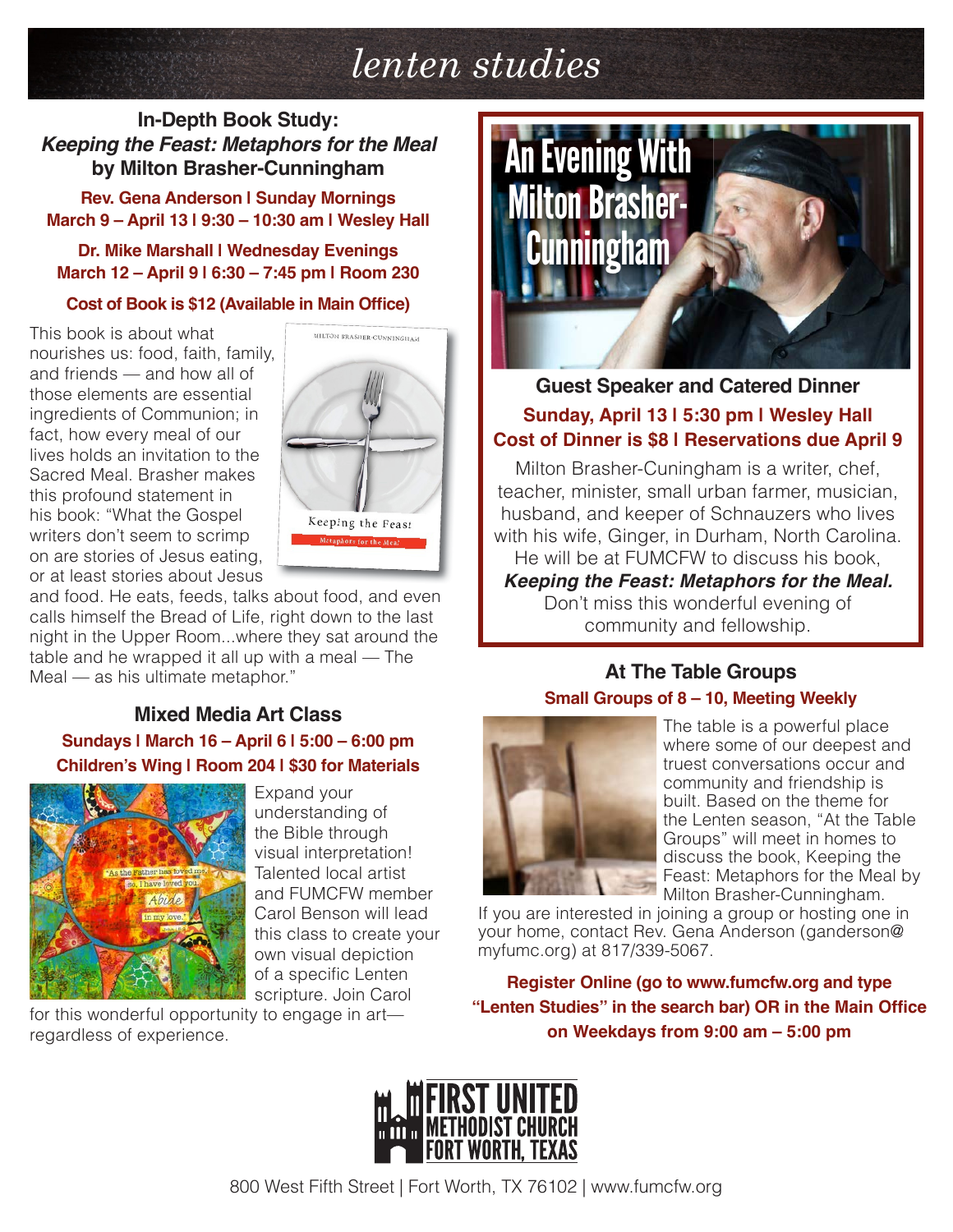# lenten studies

## In-Depth Book Study: *Keeping the Feast: Metaphors for the Meal* by Milton Brasher-Cunningham

**Rev. Gena Anderson | Sunday Mornings**
**March 9 – April 13 | 9:30 – 10:30 am | Wesley Hall**

**Dr. Mike Marshall | Wednesday Evenings**
**March 12 – April 9 | 6:30 – 7:45 pm | Room 230**

**Cost of Book is $12 (Available in Main Office)**

This book is about what nourishes us: food, faith, family, and friends — and how all of those elements are essential ingredients of Communion; in fact, how every meal of our lives holds an invitation to the Sacred Meal. Brasher makes this profound statement in his book: "What the Gospel writers don't seem to scrimp on are stories of Jesus eating, or at least stories about Jesus and food. He eats, feeds, talks about food, and even calls himself the Bread of Life, right down to the last night in the Upper Room...where they sat around the table and he wrapped it all up with a meal — The Meal — as his ultimate metaphor."

## Mixed Media Art Class

**Sundays | March 16 – April 6 | 5:00 – 6:00 pm**
**Children's Wing | Room 204 | $30 for Materials**

Expand your understanding of the Bible through visual interpretation! Talented local artist and FUMCFW member Carol Benson will lead this class to create your own visual depiction of a specific Lenten scripture. Join Carol for this wonderful opportunity to engage in art— regardless of experience.

## An Evening With Milton Brasher-Cunningham

### Guest Speaker and Catered Dinner

**Sunday, April 13 | 5:30 pm | Wesley Hall**
**Cost of Dinner is $8 | Reservations due April 9**

Milton Brasher-Cuningham is a writer, chef, teacher, minister, small urban farmer, musician, husband, and keeper of Schnauzers who lives with his wife, Ginger, in Durham, North Carolina. He will be at FUMCFW to discuss his book, ***Keeping the Feast: Metaphors for the Meal.*** Don't miss this wonderful evening of community and fellowship.

## At The Table Groups

**Small Groups of 8 – 10, Meeting Weekly**

The table is a powerful place where some of our deepest and truest conversations occur and community and friendship is built. Based on the theme for the Lenten season, "At the Table Groups" will meet in homes to discuss the book, Keeping the Feast: Metaphors for the Meal by Milton Brasher-Cunningham.

If you are interested in joining a group or hosting one in your home, contact Rev. Gena Anderson (ganderson@myfumc.org) at 817/339-5067.

**Register Online (go to www.fumcfw.org and type "Lenten Studies" in the search bar) OR in the Main Office on Weekdays from 9:00 am – 5:00 pm**

FIRST UNITED METHODIST CHURCH FORT WORTH, TEXAS

800 West Fifth Street | Fort Worth, TX 76102 | www.fumcfw.org